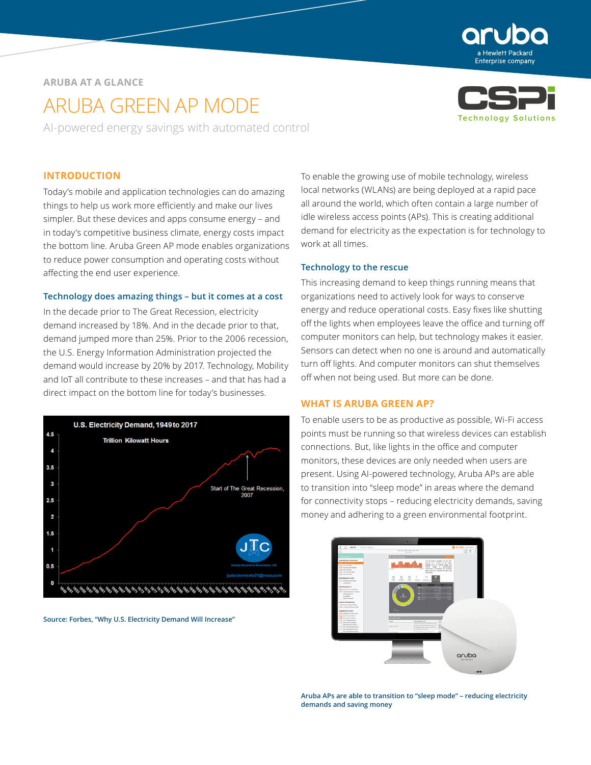ARUBA AT A GLANCE

# ARUBA GREEN AP MODE

AI-powered energy savings with automated control

## INTRODUCTION

Today's mobile and application technologies can do amazing things to help us work more efficiently and make our lives simpler. But these devices and apps consume energy – and in today's competitive business climate, energy costs impact the bottom line. Aruba Green AP mode enables organizations to reduce power consumption and operating costs without affecting the end user experience.

### Technology does amazing things – but it comes at a cost

In the decade prior to The Great Recession, electricity demand increased by 18%. And in the decade prior to that, demand jumped more than 25%. Prior to the 2006 recession, the U.S. Energy Information Administration projected the demand would increase by 20% by 2017. Technology, Mobility and IoT all contribute to these increases – and that has had a direct impact on the bottom line for today's businesses.

Source: Forbes, "Why U.S. Electricity Demand Will Increase"

To enable the growing use of mobile technology, wireless local networks (WLANs) are being deployed at a rapid pace all around the world, which often contain a large number of idle wireless access points (APs). This is creating additional demand for electricity as the expectation is for technology to work at all times.

### Technology to the rescue

This increasing demand to keep things running means that organizations need to actively look for ways to conserve energy and reduce operational costs. Easy fixes like shutting off the lights when employees leave the office and turning off computer monitors can help, but technology makes it easier. Sensors can detect when no one is around and automatically turn off lights. And computer monitors can shut themselves off when not being used. But more can be done.

## WHAT IS ARUBA GREEN AP?

To enable users to be as productive as possible, Wi-Fi access points must be running so that wireless devices can establish connections. But, like lights in the office and computer monitors, these devices are only needed when users are present. Using AI-powered technology, Aruba APs are able to transition into "sleep mode" in areas where the demand for connectivity stops – reducing electricity demands, saving money and adhering to a green environmental footprint.

Aruba APs are able to transition to "sleep mode" – reducing electricity demands and saving money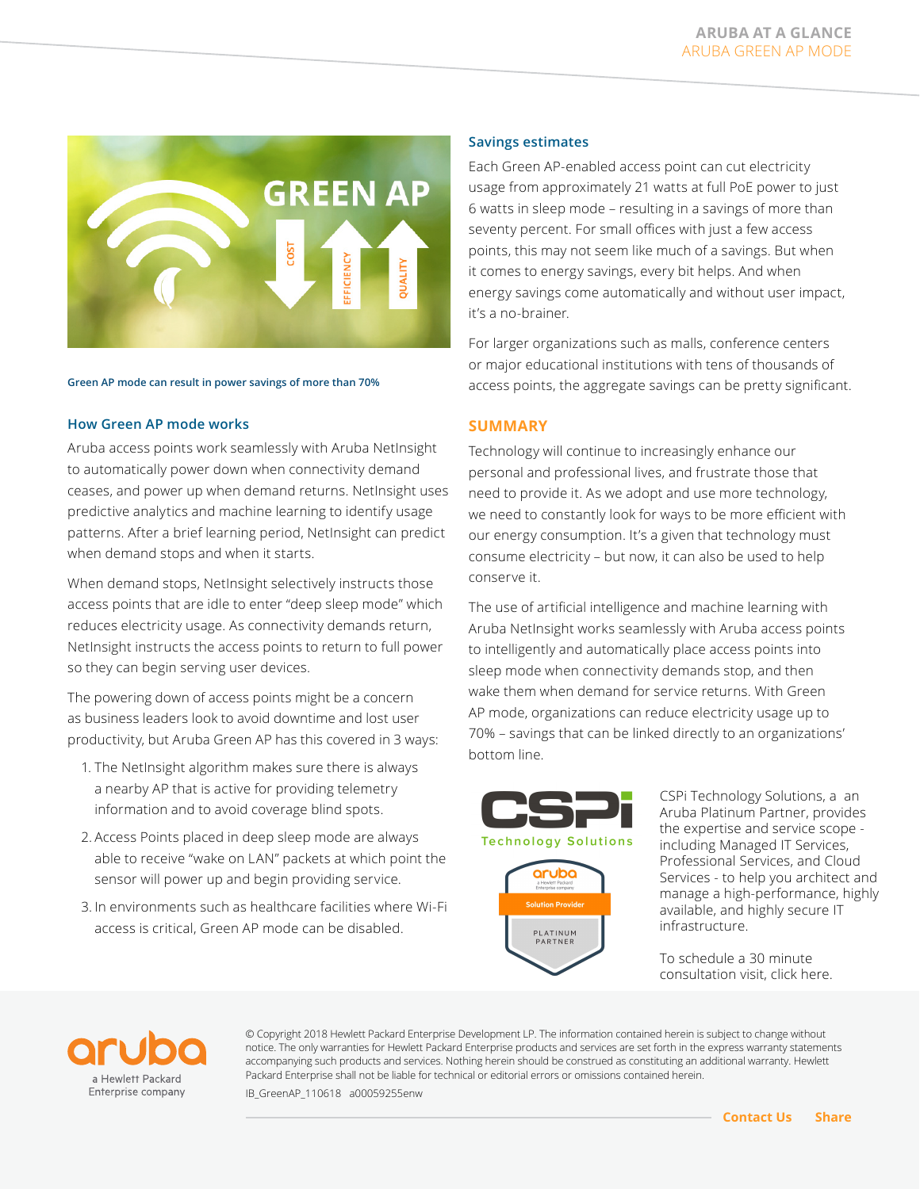Green AP mode can result in power savings of more than 70%

## How Green AP mode works

Aruba access points work seamlessly with Aruba NetInsight to automatically power down when connectivity demand ceases, and power up when demand returns. NetInsight uses predictive analytics and machine learning to identify usage patterns. After a brief learning period, NetInsight can predict when demand stops and when it starts.

When demand stops, NetInsight selectively instructs those access points that are idle to enter "deep sleep mode" which reduces electricity usage. As connectivity demands return, NetInsight instructs the access points to return to full power so they can begin serving user devices.

The powering down of access points might be a concern as business leaders look to avoid downtime and lost user productivity, but Aruba Green AP has this covered in 3 ways:

1. The NetInsight algorithm makes sure there is always a nearby AP that is active for providing telemetry information and to avoid coverage blind spots.
2. Access Points placed in deep sleep mode are always able to receive "wake on LAN" packets at which point the sensor will power up and begin providing service.
3. In environments such as healthcare facilities where Wi-Fi access is critical, Green AP mode can be disabled.

## Savings estimates

Each Green AP-enabled access point can cut electricity usage from approximately 21 watts at full PoE power to just 6 watts in sleep mode – resulting in a savings of more than seventy percent. For small offices with just a few access points, this may not seem like much of a savings. But when it comes to energy savings, every bit helps. And when energy savings come automatically and without user impact, it's a no-brainer.

For larger organizations such as malls, conference centers or major educational institutions with tens of thousands of access points, the aggregate savings can be pretty significant.

## SUMMARY

Technology will continue to increasingly enhance our personal and professional lives, and frustrate those that need to provide it. As we adopt and use more technology, we need to constantly look for ways to be more efficient with our energy consumption. It's a given that technology must consume electricity – but now, it can also be used to help conserve it.

The use of artificial intelligence and machine learning with Aruba NetInsight works seamlessly with Aruba access points to intelligently and automatically place access points into sleep mode when connectivity demands stop, and then wake them when demand for service returns. With Green AP mode, organizations can reduce electricity usage up to 70% – savings that can be linked directly to an organizations' bottom line.

CSPi Technology Solutions, a an Aruba Platinum Partner, provides the expertise and service scope - including Managed IT Services, Professional Services, and Cloud Services - to help you architect and manage a high-performance, highly available, and highly secure IT infrastructure.

To schedule a 30 minute consultation visit, click here.

© Copyright 2018 Hewlett Packard Enterprise Development LP. The information contained herein is subject to change without notice. The only warranties for Hewlett Packard Enterprise products and services are set forth in the express warranty statements accompanying such products and services. Nothing herein should be construed as constituting an additional warranty. Hewlett Packard Enterprise shall not be liable for technical or editorial errors or omissions contained herein.

IB_GreenAP_110618 a00059255enw

Contact Us Share